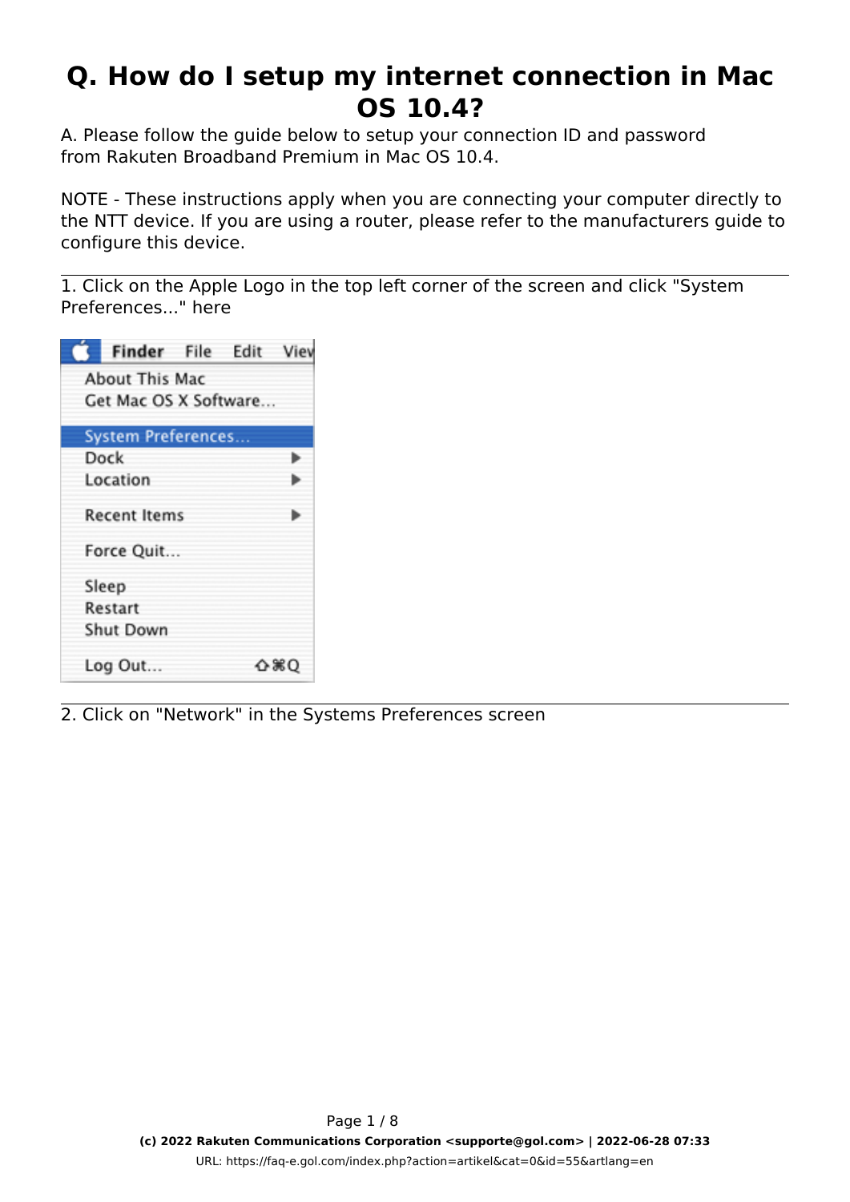# Q. How do I setup my internet connection in Mac OS 10.4?

A. Please follow the guide below to setup your connection ID and password from Rakuten Broadband Premium in Mac OS 10.4.

NOTE - These instructions apply when you are connecting your computer directly to the NTT device. If you are using a router, please refer to the manufacturers guide to configure this device.

---

1. Click on the Apple Logo in the top left corner of the screen and click "System Preferences..." here

---

2. Click on "Network" in the Systems Preferences screen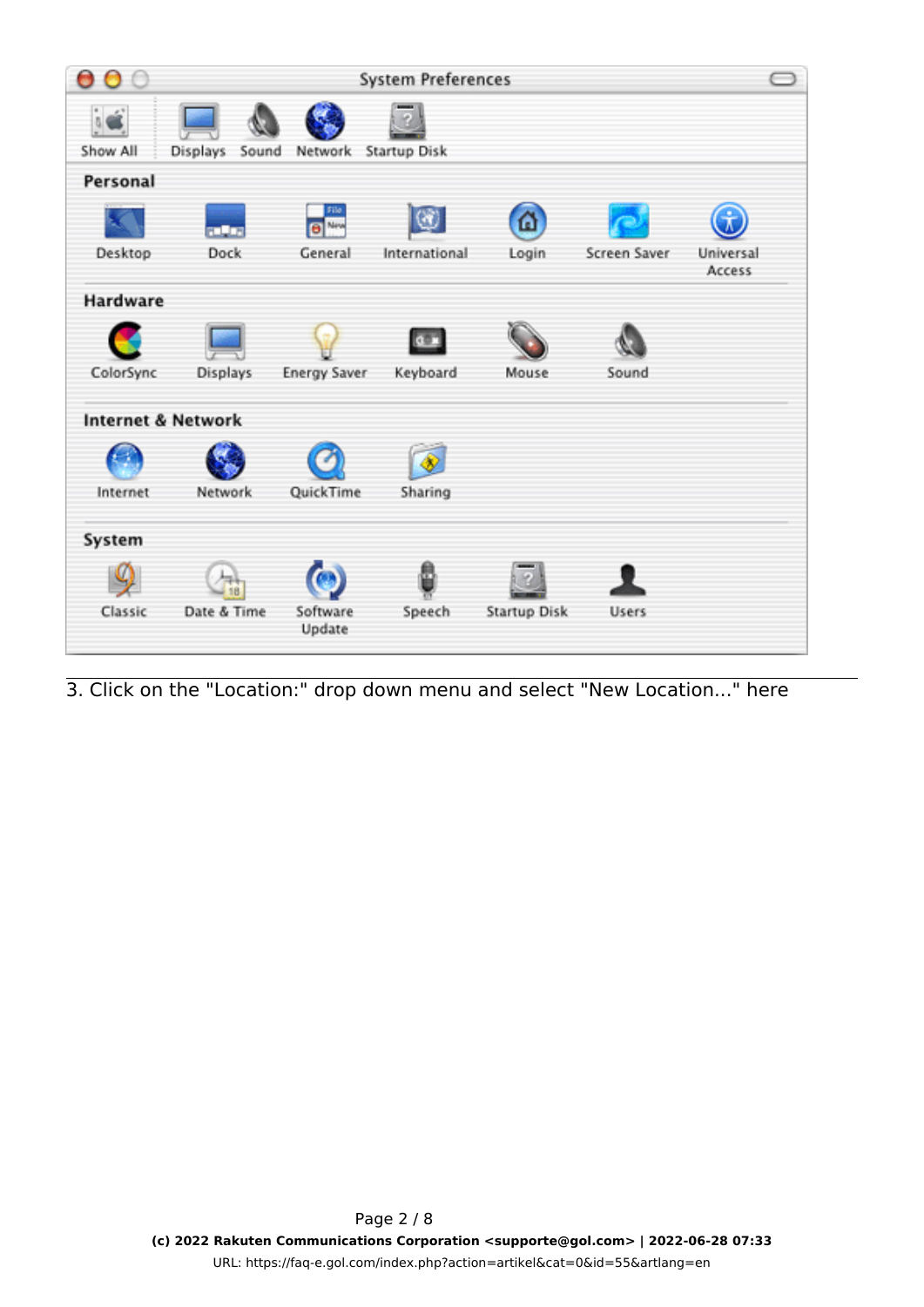3. Click on the "Location:" drop down menu and select "New Location..." here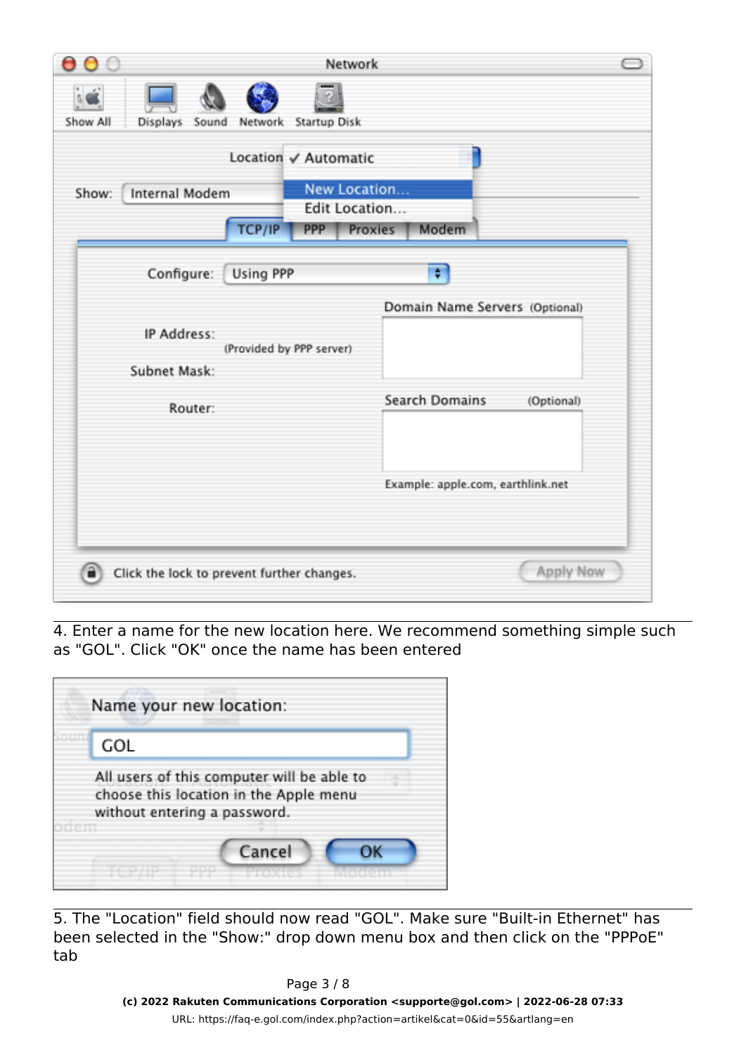4. Enter a name for the new location here. We recommend something simple such as "GOL". Click "OK" once the name has been entered

5. The "Location" field should now read "GOL". Make sure "Built-in Ethernet" has been selected in the "Show:" drop down menu box and then click on the "PPPoE" tab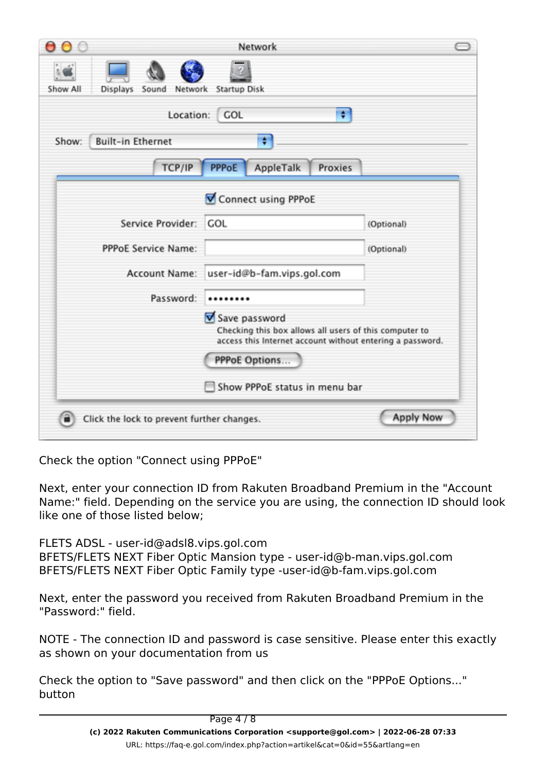Check the option "Connect using PPPoE"

Next, enter your connection ID from Rakuten Broadband Premium in the "Account Name:" field. Depending on the service you are using, the connection ID should look like one of those listed below;

FLETS ADSL - user-id@adsl8.vips.gol.com
BFETS/FLETS NEXT Fiber Optic Mansion type - user-id@b-man.vips.gol.com
BFETS/FLETS NEXT Fiber Optic Family type -user-id@b-fam.vips.gol.com

Next, enter the password you received from Rakuten Broadband Premium in the "Password:" field.

NOTE - The connection ID and password is case sensitive. Please enter this exactly as shown on your documentation from us

Check the option to "Save password" and then click on the "PPPoE Options..." button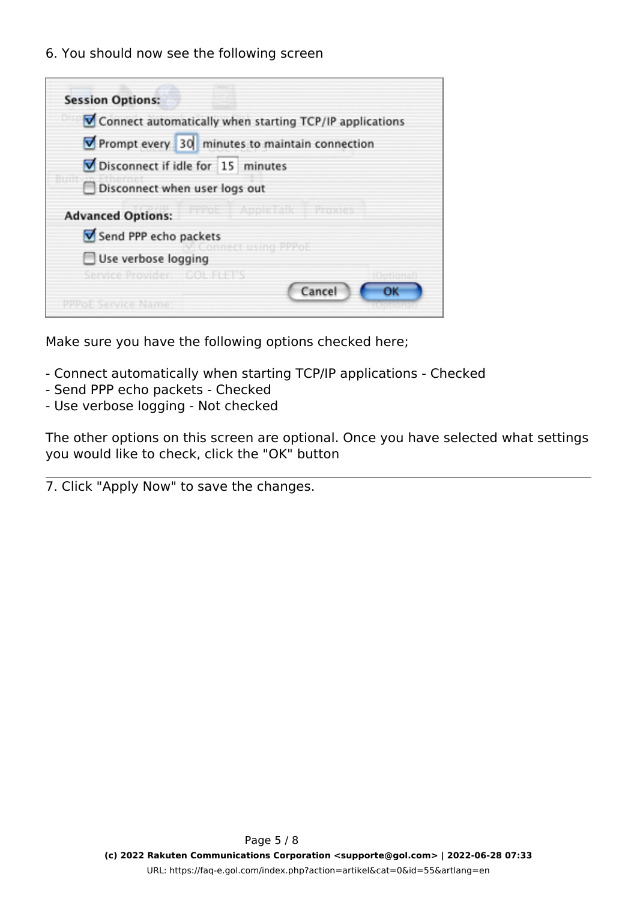6. You should now see the following screen

Make sure you have the following options checked here;

- Connect automatically when starting TCP/IP applications - Checked
- Send PPP echo packets - Checked
- Use verbose logging - Not checked

The other options on this screen are optional. Once you have selected what settings you would like to check, click the "OK" button

---

7. Click "Apply Now" to save the changes.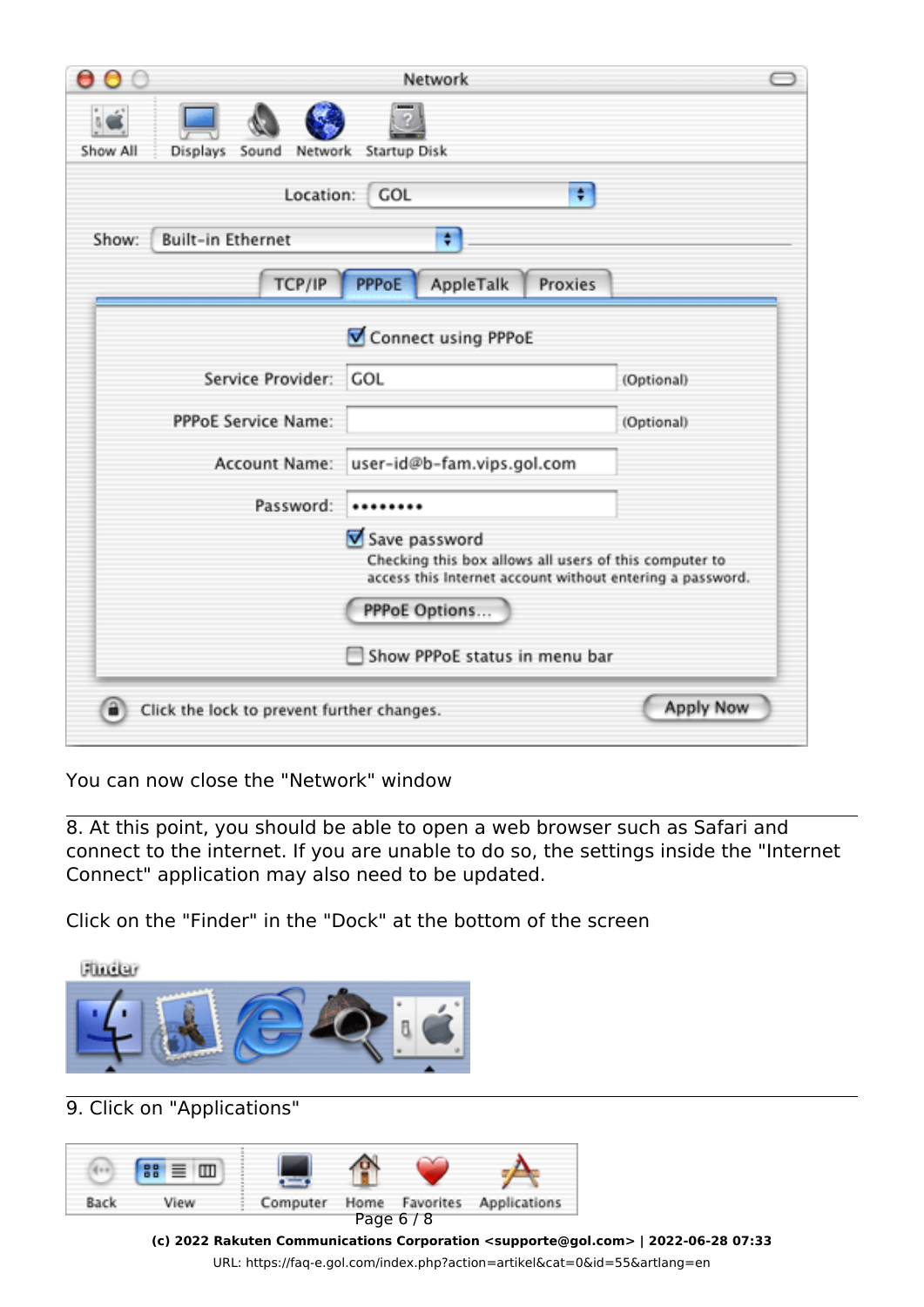You can now close the "Network" window

---

8. At this point, you should be able to open a web browser such as Safari and connect to the internet. If you are unable to do so, the settings inside the "Internet Connect" application may also need to be updated.

Click on the "Finder" in the "Dock" at the bottom of the screen

---

9. Click on "Applications"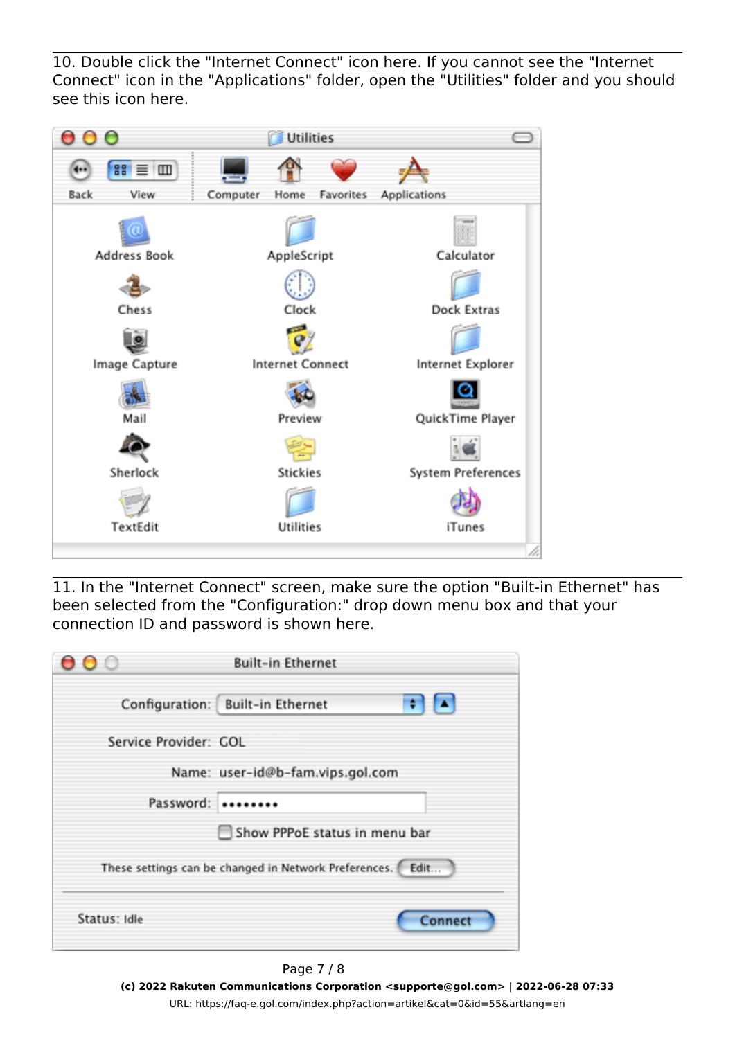10. Double click the "Internet Connect" icon here. If you cannot see the "Internet Connect" icon in the "Applications" folder, open the "Utilities" folder and you should see this icon here.

11. In the "Internet Connect" screen, make sure the option "Built-in Ethernet" has been selected from the "Configuration:" drop down menu box and that your connection ID and password is shown here.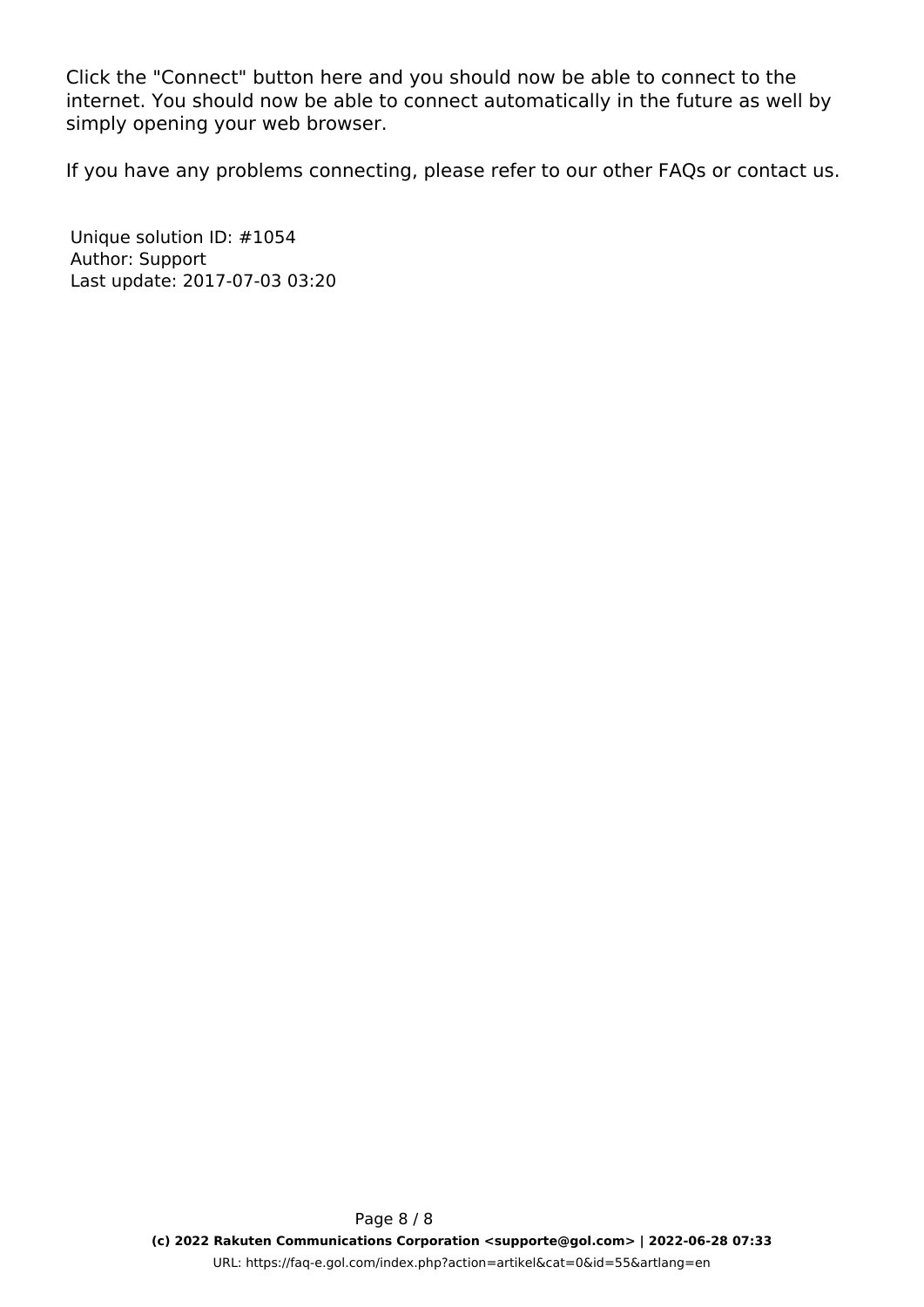Click the "Connect" button here and you should now be able to connect to the internet. You should now be able to connect automatically in the future as well by simply opening your web browser.

If you have any problems connecting, please refer to our other FAQs or contact us.

Unique solution ID: #1054
Author: Support
Last update: 2017-07-03 03:20